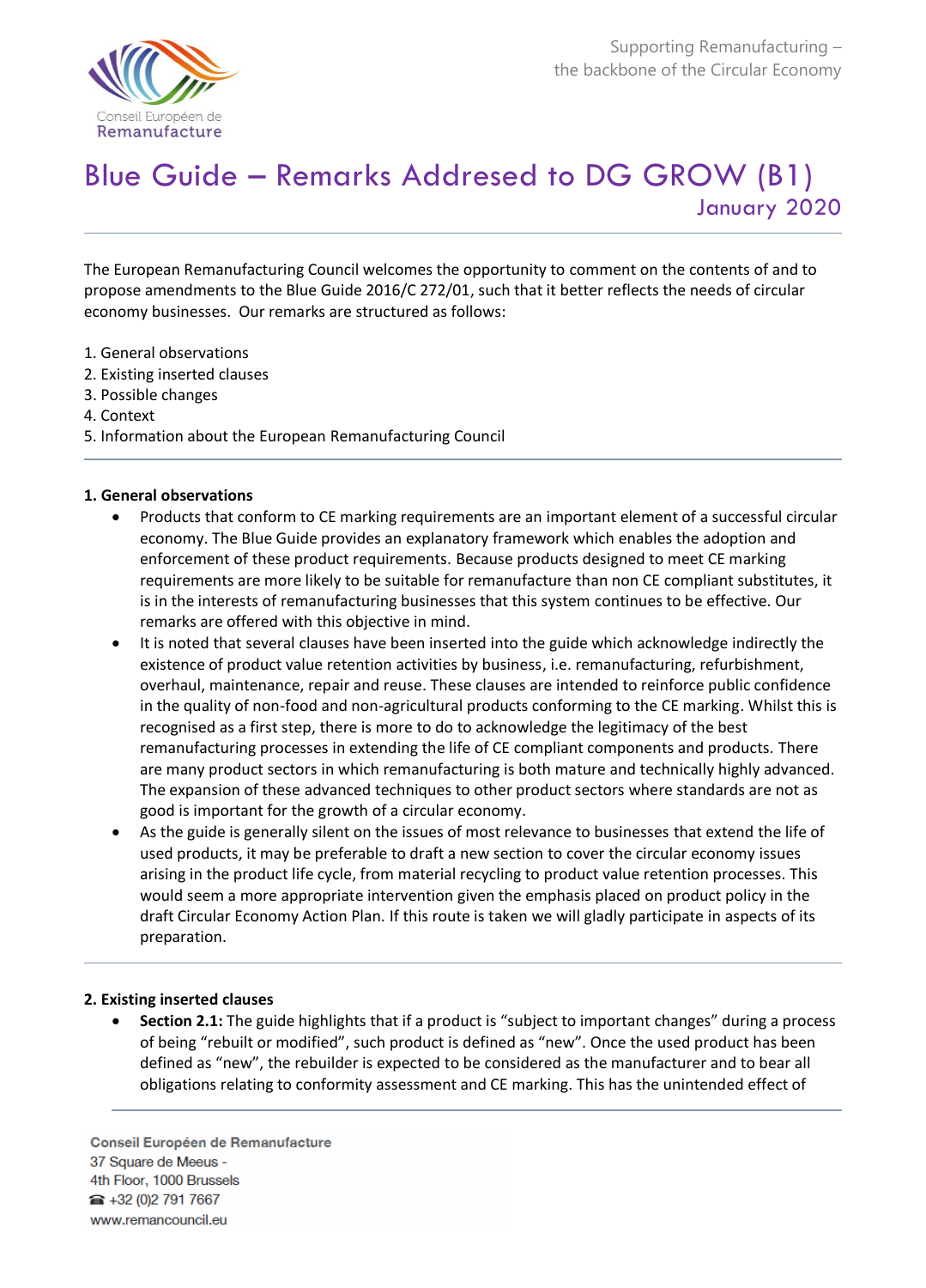# Blue Guide – Remarks Addressed to DG GROW (B1)

January 2020

The European Remanufacturing Council welcomes the opportunity to comment on the contents of and to propose amendments to the Blue Guide 2016/C 272/01, such that it better reflects the needs of circular economy businesses. Our remarks are structured as follows:

1. General observations
2. Existing inserted clauses
3. Possible changes
4. Context
5. Information about the European Remanufacturing Council

## 1. General observations

- Products that conform to CE marking requirements are an important element of a successful circular economy. The Blue Guide provides an explanatory framework which enables the adoption and enforcement of these product requirements. Because products designed to meet CE marking requirements are more likely to be suitable for remanufacture than non CE compliant substitutes, it is in the interests of remanufacturing businesses that this system continues to be effective. Our remarks are offered with this objective in mind.
- It is noted that several clauses have been inserted into the guide which acknowledge indirectly the existence of product value retention activities by business, i.e. remanufacturing, refurbishment, overhaul, maintenance, repair and reuse. These clauses are intended to reinforce public confidence in the quality of non-food and non-agricultural products conforming to the CE marking. Whilst this is recognised as a first step, there is more to do to acknowledge the legitimacy of the best remanufacturing processes in extending the life of CE compliant components and products. There are many product sectors in which remanufacturing is both mature and technically highly advanced. The expansion of these advanced techniques to other product sectors where standards are not as good is important for the growth of a circular economy.
- As the guide is generally silent on the issues of most relevance to businesses that extend the life of used products, it may be preferable to draft a new section to cover the circular economy issues arising in the product life cycle, from material recycling to product value retention processes. This would seem a more appropriate intervention given the emphasis placed on product policy in the draft Circular Economy Action Plan. If this route is taken we will gladly participate in aspects of its preparation.

## 2. Existing inserted clauses

- **Section 2.1:** The guide highlights that if a product is "subject to important changes" during a process of being "rebuilt or modified", such product is defined as "new". Once the used product has been defined as "new", the rebuilder is expected to be considered as the manufacturer and to bear all obligations relating to conformity assessment and CE marking. This has the unintended effect of

Conseil Européen de Remanufacture
37 Square de Meeus -
4th Floor, 1000 Brussels
☎ +32 (0)2 791 7667
www.remancouncil.eu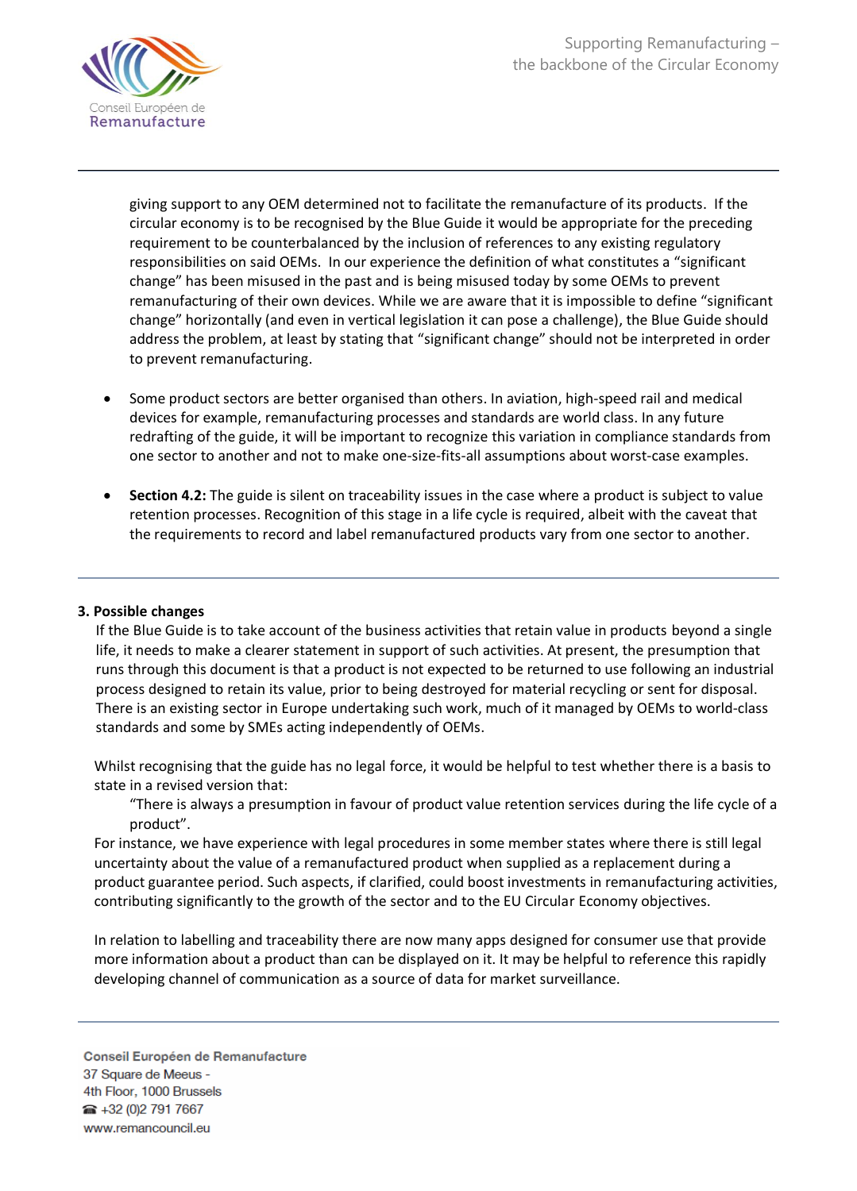giving support to any OEM determined not to facilitate the remanufacture of its products. If the circular economy is to be recognised by the Blue Guide it would be appropriate for the preceding requirement to be counterbalanced by the inclusion of references to any existing regulatory responsibilities on said OEMs. In our experience the definition of what constitutes a "significant change" has been misused in the past and is being misused today by some OEMs to prevent remanufacturing of their own devices. While we are aware that it is impossible to define "significant change" horizontally (and even in vertical legislation it can pose a challenge), the Blue Guide should address the problem, at least by stating that "significant change" should not be interpreted in order to prevent remanufacturing.

- Some product sectors are better organised than others. In aviation, high-speed rail and medical devices for example, remanufacturing processes and standards are world class. In any future redrafting of the guide, it will be important to recognize this variation in compliance standards from one sector to another and not to make one-size-fits-all assumptions about worst-case examples.

- **Section 4.2:** The guide is silent on traceability issues in the case where a product is subject to value retention processes. Recognition of this stage in a life cycle is required, albeit with the caveat that the requirements to record and label remanufactured products vary from one sector to another.

---

**3. Possible changes**

If the Blue Guide is to take account of the business activities that retain value in products beyond a single life, it needs to make a clearer statement in support of such activities. At present, the presumption that runs through this document is that a product is not expected to be returned to use following an industrial process designed to retain its value, prior to being destroyed for material recycling or sent for disposal. There is an existing sector in Europe undertaking such work, much of it managed by OEMs to world-class standards and some by SMEs acting independently of OEMs.

Whilst recognising that the guide has no legal force, it would be helpful to test whether there is a basis to state in a revised version that:

> "There is always a presumption in favour of product value retention services during the life cycle of a product".

For instance, we have experience with legal procedures in some member states where there is still legal uncertainty about the value of a remanufactured product when supplied as a replacement during a product guarantee period. Such aspects, if clarified, could boost investments in remanufacturing activities, contributing significantly to the growth of the sector and to the EU Circular Economy objectives.

In relation to labelling and traceability there are now many apps designed for consumer use that provide more information about a product than can be displayed on it. It may be helpful to reference this rapidly developing channel of communication as a source of data for market surveillance.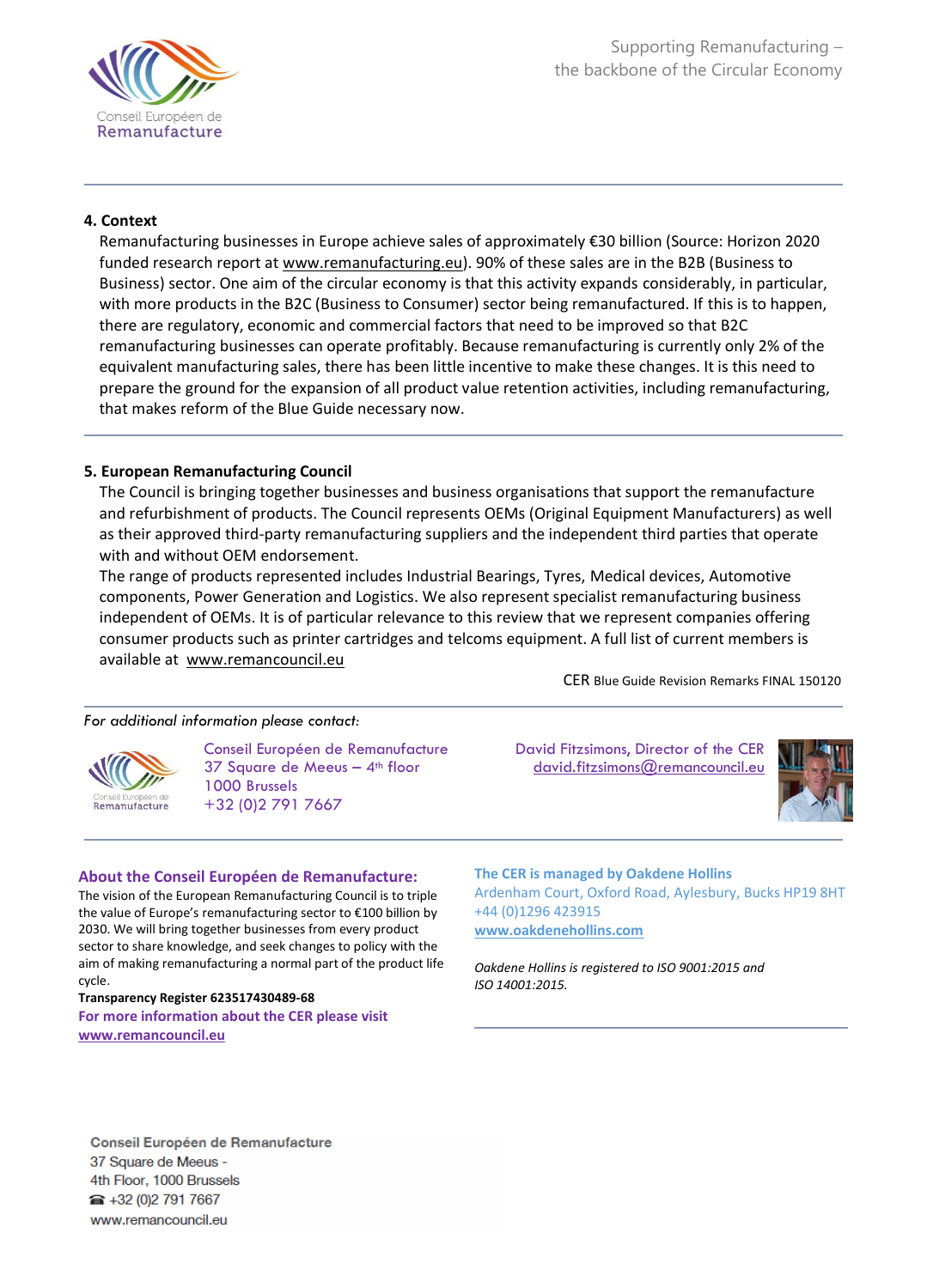## 4. Context

Remanufacturing businesses in Europe achieve sales of approximately €30 billion (Source: Horizon 2020 funded research report at www.remanufacturing.eu). 90% of these sales are in the B2B (Business to Business) sector. One aim of the circular economy is that this activity expands considerably, in particular, with more products in the B2C (Business to Consumer) sector being remanufactured. If this is to happen, there are regulatory, economic and commercial factors that need to be improved so that B2C remanufacturing businesses can operate profitably. Because remanufacturing is currently only 2% of the equivalent manufacturing sales, there has been little incentive to make these changes. It is this need to prepare the ground for the expansion of all product value retention activities, including remanufacturing, that makes reform of the Blue Guide necessary now.

## 5. European Remanufacturing Council

The Council is bringing together businesses and business organisations that support the remanufacture and refurbishment of products. The Council represents OEMs (Original Equipment Manufacturers) as well as their approved third-party remanufacturing suppliers and the independent third parties that operate with and without OEM endorsement.

The range of products represented includes Industrial Bearings, Tyres, Medical devices, Automotive components, Power Generation and Logistics. We also represent specialist remanufacturing business independent of OEMs. It is of particular relevance to this review that we represent companies offering consumer products such as printer cartridges and telcoms equipment. A full list of current members is available at www.remancouncil.eu

CER Blue Guide Revision Remarks FINAL 150120

*For additional information please contact:*

Conseil Européen de Remanufacture
37 Square de Meeus – 4th floor
1000 Brussels
+32 (0)2 791 7667

David Fitzsimons, Director of the CER
david.fitzsimons@remancouncil.eu

**About the Conseil Européen de Remanufacture:**

The vision of the European Remanufacturing Council is to triple the value of Europe's remanufacturing sector to €100 billion by 2030. We will bring together businesses from every product sector to share knowledge, and seek changes to policy with the aim of making remanufacturing a normal part of the product life cycle.

**Transparency Register 623517430489-68**

**For more information about the CER please visit www.remancouncil.eu**

**The CER is managed by Oakdene Hollins**
Ardenham Court, Oxford Road, Aylesbury, Bucks HP19 8HT
+44 (0)1296 423915
www.oakdenehollins.com

*Oakdene Hollins is registered to ISO 9001:2015 and ISO 14001:2015.*

Conseil Européen de Remanufacture
37 Square de Meeus -
4th Floor, 1000 Brussels
☎ +32 (0)2 791 7667
www.remancouncil.eu